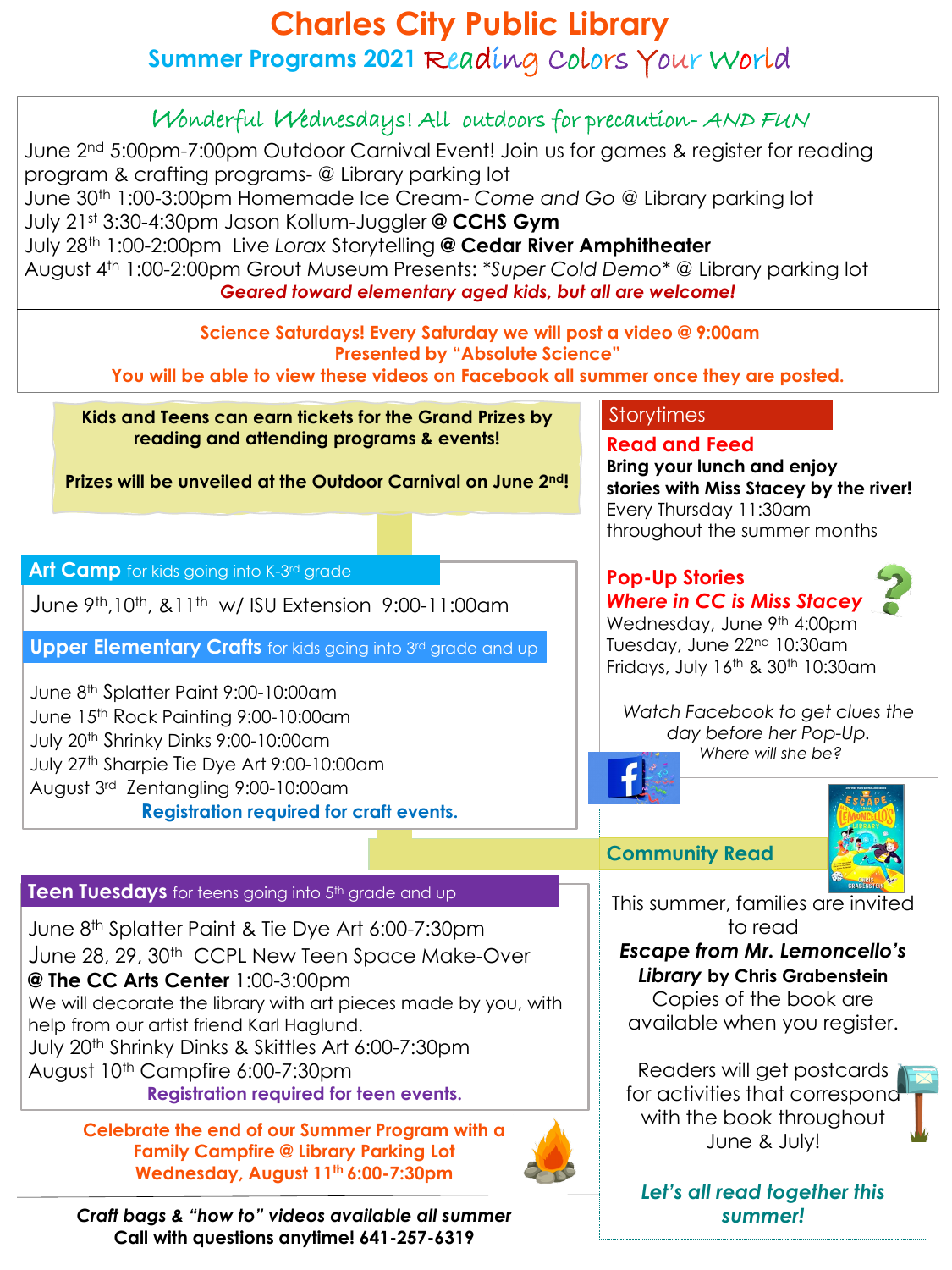# Charles City Public Library

## Summer Programs 2021 Reading Colors Your World

### Wonderful Wednesdays! All outdoors for precaution- AND FUN

June 2nd 5:00pm-7:00pm Outdoor Carnival Event! Join us for games & register for reading program & crafting programs- @ Library parking lot
June 30th 1:00-3:00pm Homemade Ice Cream- *Come and Go* @ Library parking lot
July 21st 3:30-4:30pm Jason Kollum-Juggler **@ CCHS Gym**
July 28th 1:00-2:00pm Live *Lorax* Storytelling **@ Cedar River Amphitheater**
August 4th 1:00-2:00pm Grout Museum Presents: **Super Cold Demo** @ Library parking lot

***Geared toward elementary aged kids, but all are welcome!***

**Science Saturdays! Every Saturday we will post a video @ 9:00am**
**Presented by "Absolute Science"**
**You will be able to view these videos on Facebook all summer once they are posted.**

**Kids and Teens can earn tickets for the Grand Prizes by reading and attending programs & events!**

**Prizes will be unveiled at the Outdoor Carnival on June 2nd!**

### Art Camp for kids going into K-3rd grade

June 9th, 10th, & 11th w/ ISU Extension 9:00-11:00am

### Upper Elementary Crafts for kids going into 3rd grade and up

June 8th Splatter Paint 9:00-10:00am
June 15th Rock Painting 9:00-10:00am
July 20th Shrinky Dinks 9:00-10:00am
July 27th Sharpie Tie Dye Art 9:00-10:00am
August 3rd Zentangling 9:00-10:00am

**Registration required for craft events.**

### Teen Tuesdays for teens going into 5th grade and up

June 8th Splatter Paint & Tie Dye Art 6:00-7:30pm
June 28, 29, 30th CCPL New Teen Space Make-Over **@ The CC Arts Center** 1:00-3:00pm
We will decorate the library with art pieces made by you, with help from our artist friend Karl Haglund.
July 20th Shrinky Dinks & Skittles Art 6:00-7:30pm
August 10th Campfire 6:00-7:30pm

**Registration required for teen events.**

**Celebrate the end of our Summer Program with a Family Campfire @ Library Parking Lot**
**Wednesday, August 11th 6:00-7:30pm**

***Craft bags & "how to" videos available all summer***
**Call with questions anytime! 641-257-6319**

### Storytimes

**Read and Feed**
**Bring your lunch and enjoy stories with Miss Stacey by the river!**
Every Thursday 11:30am throughout the summer months

**Pop-Up Stories**
***Where in CC is Miss Stacey***
Wednesday, June 9th 4:00pm
Tuesday, June 22nd 10:30am
Fridays, July 16th & 30th 10:30am

*Watch Facebook to get clues the day before her Pop-Up.*
*Where will she be?*

### Community Read

This summer, families are invited to read ***Escape from Mr. Lemoncello's Library*** **by Chris Grabenstein**
Copies of the book are available when you register.

Readers will get postcards for activities that correspond with the book throughout June & July!

***Let's all read together this summer!***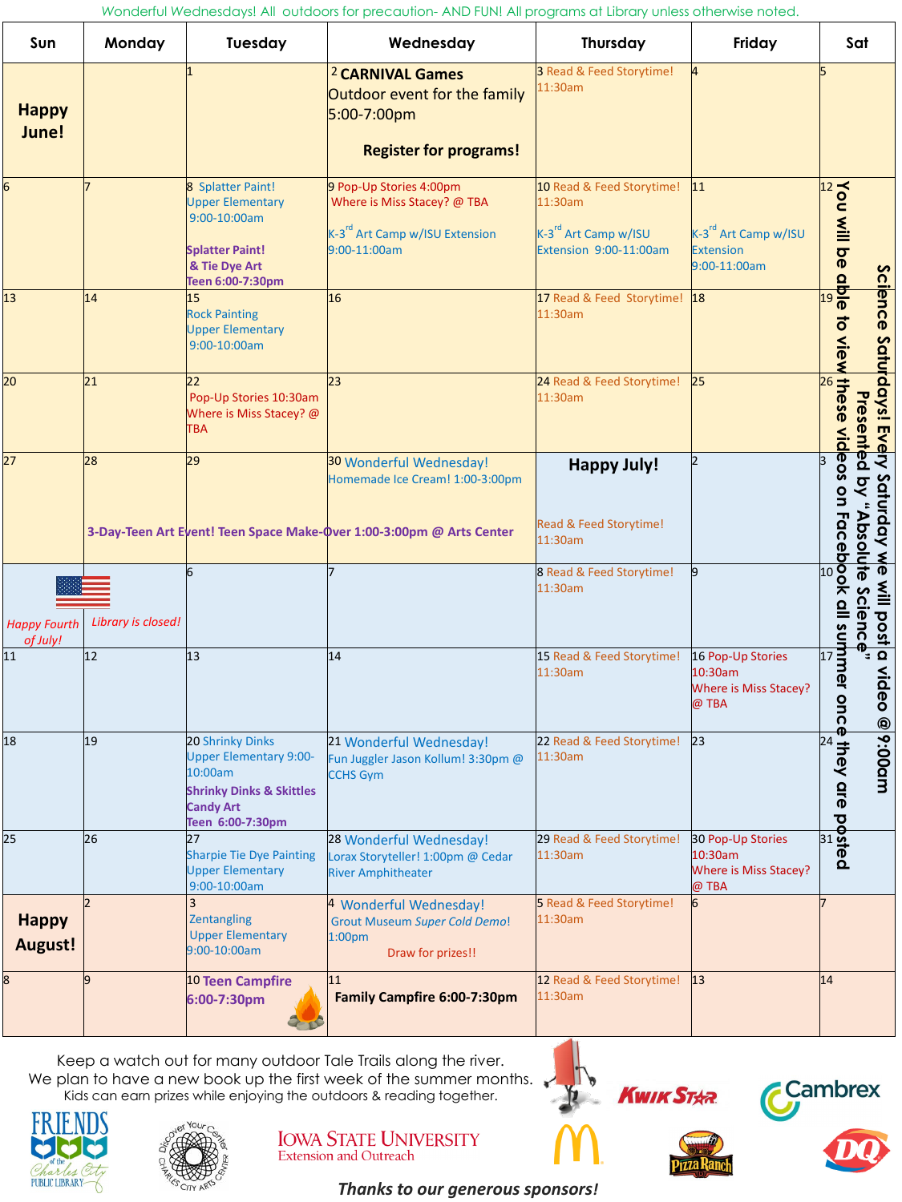Wonderful Wednesdays! All outdoors for precaution- AND FUN! All programs at Library unless otherwise noted.

| Sun | Monday | Tuesday | Wednesday | Thursday | Friday | Sat |
|---|---|---|---|---|---|---|
| **Happy June!** | | 1 | 2 **CARNIVAL Games** Outdoor event for the family 5:00-7:00pm **Register for programs!** | 3 Read & Feed Storytime! 11:30am | 4 | 5 |
| 6 | 7 | 8 Splatter Paint! Upper Elementary 9:00-10:00am **Splatter Paint! & Tie Dye Art Teen 6:00-7:30pm** | 9 Pop-Up Stories 4:00pm Where is Miss Stacey? @ TBA K-3rd Art Camp w/ISU Extension 9:00-11:00am | 10 Read & Feed Storytime! 11:30am K-3rd Art Camp w/ISU Extension 9:00-11:00am | 11 K-3rd Art Camp w/ISU Extension 9:00-11:00am | 12 |
| 13 | 14 | 15 Rock Painting Upper Elementary 9:00-10:00am | 16 | 17 Read & Feed Storytime! 11:30am | 18 | 19 |
| 20 | 21 | 22 Pop-Up Stories 10:30am Where is Miss Stacey? @ TBA | 23 | 24 Read & Feed Storytime! 11:30am | 25 | 26 |
| 27 | 28 **3-Day-Teen Art Event! Teen Space Make-Over 1:00-3:00pm @ Arts Center** | 29 | 30 Wonderful Wednesday! Homemade Ice Cream! 1:00-3:00pm | **Happy July!** Read & Feed Storytime! 11:30am | 2 | 3 |
| *Happy Fourth of July!* | *Library is closed!* | 6 | 7 | 8 Read & Feed Storytime! 11:30am | 9 | 10 |
| 11 | 12 | 13 | 14 | 15 Read & Feed Storytime! 11:30am | 16 Pop-Up Stories 10:30am Where is Miss Stacey? @ TBA | 17 |
| 18 | 19 | 20 Shrinky Dinks Upper Elementary 9:00-10:00am **Shrinky Dinks & Skittles Candy Art Teen 6:00-7:30pm** | 21 Wonderful Wednesday! Fun Juggler Jason Kollum! 3:30pm @ CCHS Gym | 22 Read & Feed Storytime! 11:30am | 23 | 24 |
| 25 | 26 | 27 Sharpie Tie Dye Painting Upper Elementary 9:00-10:00am | 28 Wonderful Wednesday! Lorax Storyteller! 1:00pm @ Cedar River Amphitheater | 29 Read & Feed Storytime! 11:30am | 30 Pop-Up Stories 10:30am Where is Miss Stacey? @ TBA | 31 |
| **Happy August!** | 2 | 3 Zentangling Upper Elementary 9:00-10:00am | 4 Wonderful Wednesday! Grout Museum *Super Cold Demo!* 1:00pm Draw for prizes!! | 5 Read & Feed Storytime! 11:30am | 6 | 7 |
| 8 | 9 | 10 **Teen Campfire 6:00-7:30pm** | 11 **Family Campfire 6:00-7:30pm** | 12 Read & Feed Storytime! 11:30am | 13 | 14 |

**Science Saturdays! Every Saturday we will post a video @ 9:00am Presented by "Absolute Science"**

**You will be able to view these videos on Facebook all summer once they are posted**

Keep a watch out for many outdoor Tale Trails along the river.
We plan to have a new book up the first week of the summer months.
Kids can earn prizes while enjoying the outdoors & reading together.

FRIENDS of the Charles City Public Library — Discover Your Center Charles City Arts Center — Iowa State University Extension and Outreach — Kwik Star — Cambrex — McDonald's — Pizza Ranch — DQ

***Thanks to our generous sponsors!***